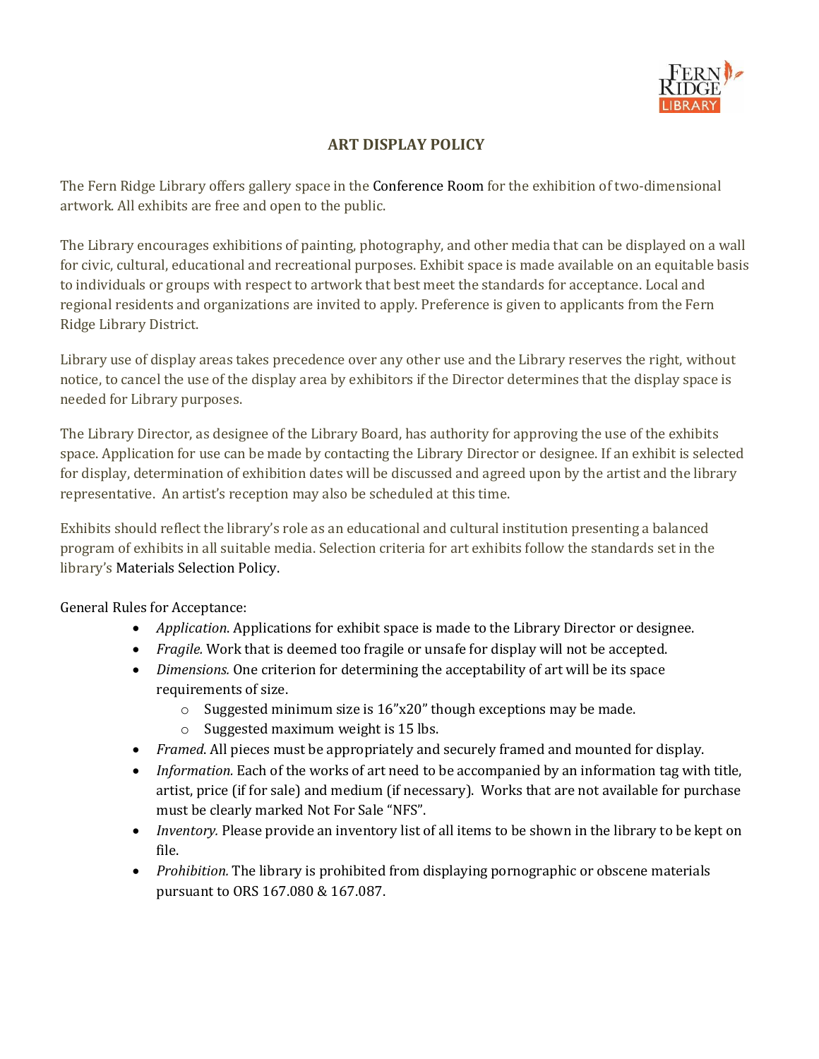# ART DISPLAY POLICY

The Fern Ridge Library offers gallery space in the Conference Room for the exhibition of two-dimensional artwork. All exhibits are free and open to the public.

The Library encourages exhibitions of painting, photography, and other media that can be displayed on a wall for civic, cultural, educational and recreational purposes. Exhibit space is made available on an equitable basis to individuals or groups with respect to artwork that best meet the standards for acceptance. Local and regional residents and organizations are invited to apply. Preference is given to applicants from the Fern Ridge Library District.

Library use of display areas takes precedence over any other use and the Library reserves the right, without notice, to cancel the use of the display area by exhibitors if the Director determines that the display space is needed for Library purposes.

The Library Director, as designee of the Library Board, has authority for approving the use of the exhibits space. Application for use can be made by contacting the Library Director or designee. If an exhibit is selected for display, determination of exhibition dates will be discussed and agreed upon by the artist and the library representative. An artist's reception may also be scheduled at this time.

Exhibits should reflect the library's role as an educational and cultural institution presenting a balanced program of exhibits in all suitable media. Selection criteria for art exhibits follow the standards set in the library's Materials Selection Policy.

General Rules for Acceptance:

- *Application.* Applications for exhibit space is made to the Library Director or designee.
- *Fragile.* Work that is deemed too fragile or unsafe for display will not be accepted.
- *Dimensions.* One criterion for determining the acceptability of art will be its space requirements of size.
    - Suggested minimum size is 16"x20" though exceptions may be made.
    - Suggested maximum weight is 15 lbs.
- *Framed.* All pieces must be appropriately and securely framed and mounted for display.
- *Information.* Each of the works of art need to be accompanied by an information tag with title, artist, price (if for sale) and medium (if necessary). Works that are not available for purchase must be clearly marked Not For Sale "NFS".
- *Inventory.* Please provide an inventory list of all items to be shown in the library to be kept on file.
- *Prohibition.* The library is prohibited from displaying pornographic or obscene materials pursuant to ORS 167.080 & 167.087.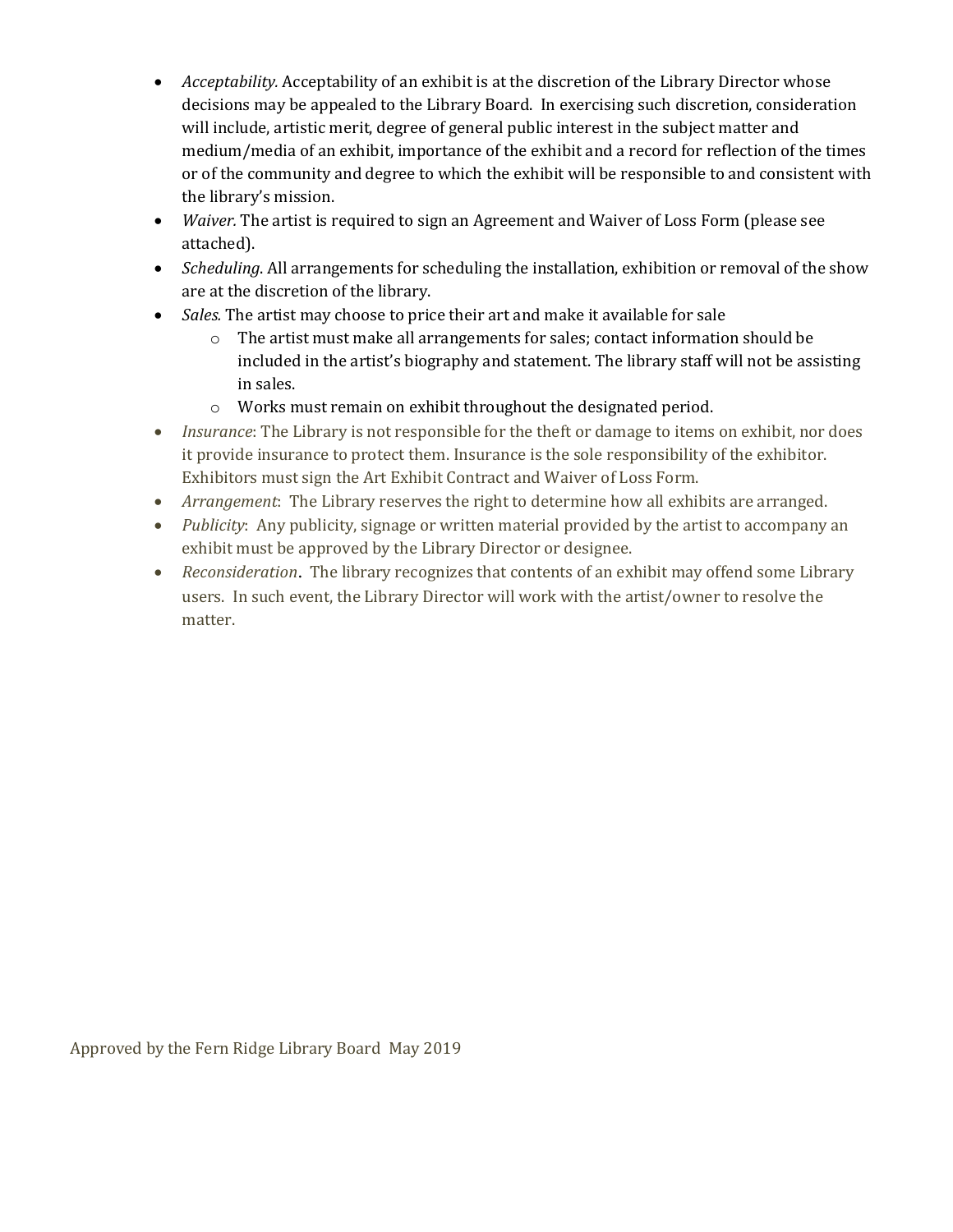- *Acceptability.* Acceptability of an exhibit is at the discretion of the Library Director whose decisions may be appealed to the Library Board. In exercising such discretion, consideration will include, artistic merit, degree of general public interest in the subject matter and medium/media of an exhibit, importance of the exhibit and a record for reflection of the times or of the community and degree to which the exhibit will be responsible to and consistent with the library's mission.
- *Waiver.* The artist is required to sign an Agreement and Waiver of Loss Form (please see attached).
- *Scheduling.* All arrangements for scheduling the installation, exhibition or removal of the show are at the discretion of the library.
- *Sales.* The artist may choose to price their art and make it available for sale
  - The artist must make all arrangements for sales; contact information should be included in the artist's biography and statement. The library staff will not be assisting in sales.
  - Works must remain on exhibit throughout the designated period.
- *Insurance*: The Library is not responsible for the theft or damage to items on exhibit, nor does it provide insurance to protect them. Insurance is the sole responsibility of the exhibitor. Exhibitors must sign the Art Exhibit Contract and Waiver of Loss Form.
- *Arrangement*: The Library reserves the right to determine how all exhibits are arranged.
- *Publicity*: Any publicity, signage or written material provided by the artist to accompany an exhibit must be approved by the Library Director or designee.
- *Reconsideration*. The library recognizes that contents of an exhibit may offend some Library users. In such event, the Library Director will work with the artist/owner to resolve the matter.

Approved by the Fern Ridge Library Board May 2019